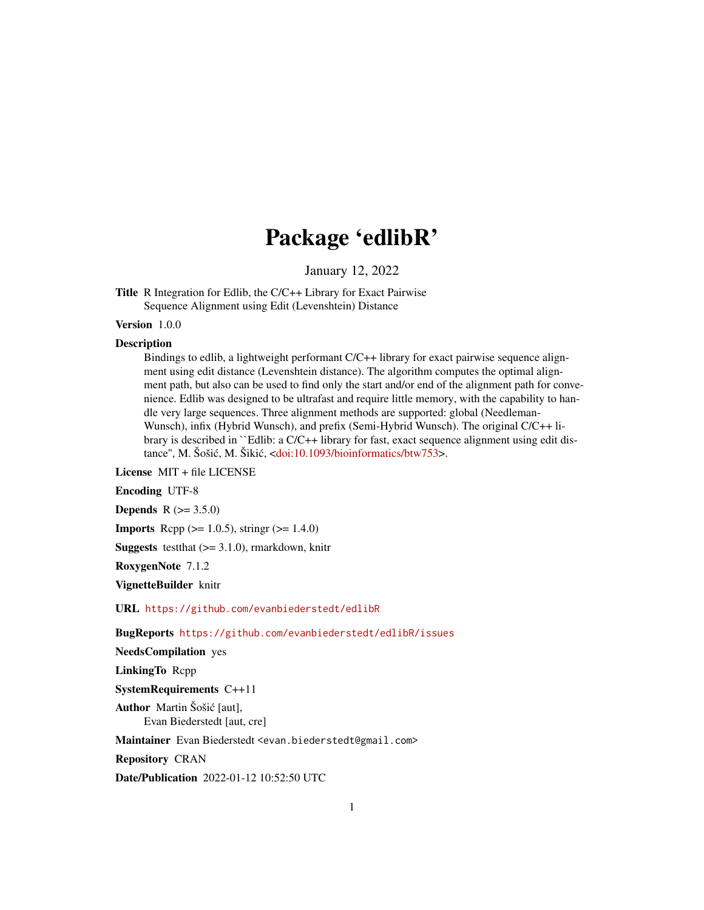# Package 'edlibR'

January 12, 2022

**Title** R Integration for Edlib, the C/C++ Library for Exact Pairwise Sequence Alignment using Edit (Levenshtein) Distance

**Version** 1.0.0

**Description** Bindings to edlib, a lightweight performant C/C++ library for exact pairwise sequence alignment using edit distance (Levenshtein distance). The algorithm computes the optimal alignment path, but also can be used to find only the start and/or end of the alignment path for convenience. Edlib was designed to be ultrafast and require little memory, with the capability to handle very large sequences. Three alignment methods are supported: global (Needleman-Wunsch), infix (Hybrid Wunsch), and prefix (Semi-Hybrid Wunsch). The original C/C++ library is described in ``Edlib: a C/C++ library for fast, exact sequence alignment using edit distance'', M. Šošić, M. Šikić, <doi:10.1093/bioinformatics/btw753>.

**License** MIT + file LICENSE

**Encoding** UTF-8

**Depends** R (>= 3.5.0)

**Imports** Rcpp (>= 1.0.5), stringr (>= 1.4.0)

**Suggests** testthat (>= 3.1.0), rmarkdown, knitr

**RoxygenNote** 7.1.2

**VignetteBuilder** knitr

**URL** https://github.com/evanbiederstedt/edlibR

**BugReports** https://github.com/evanbiederstedt/edlibR/issues

**NeedsCompilation** yes

**LinkingTo** Rcpp

**SystemRequirements** C++11

**Author** Martin Šošić [aut],
Evan Biederstedt [aut, cre]

**Maintainer** Evan Biederstedt <evan.biederstedt@gmail.com>

**Repository** CRAN

**Date/Publication** 2022-01-12 10:52:50 UTC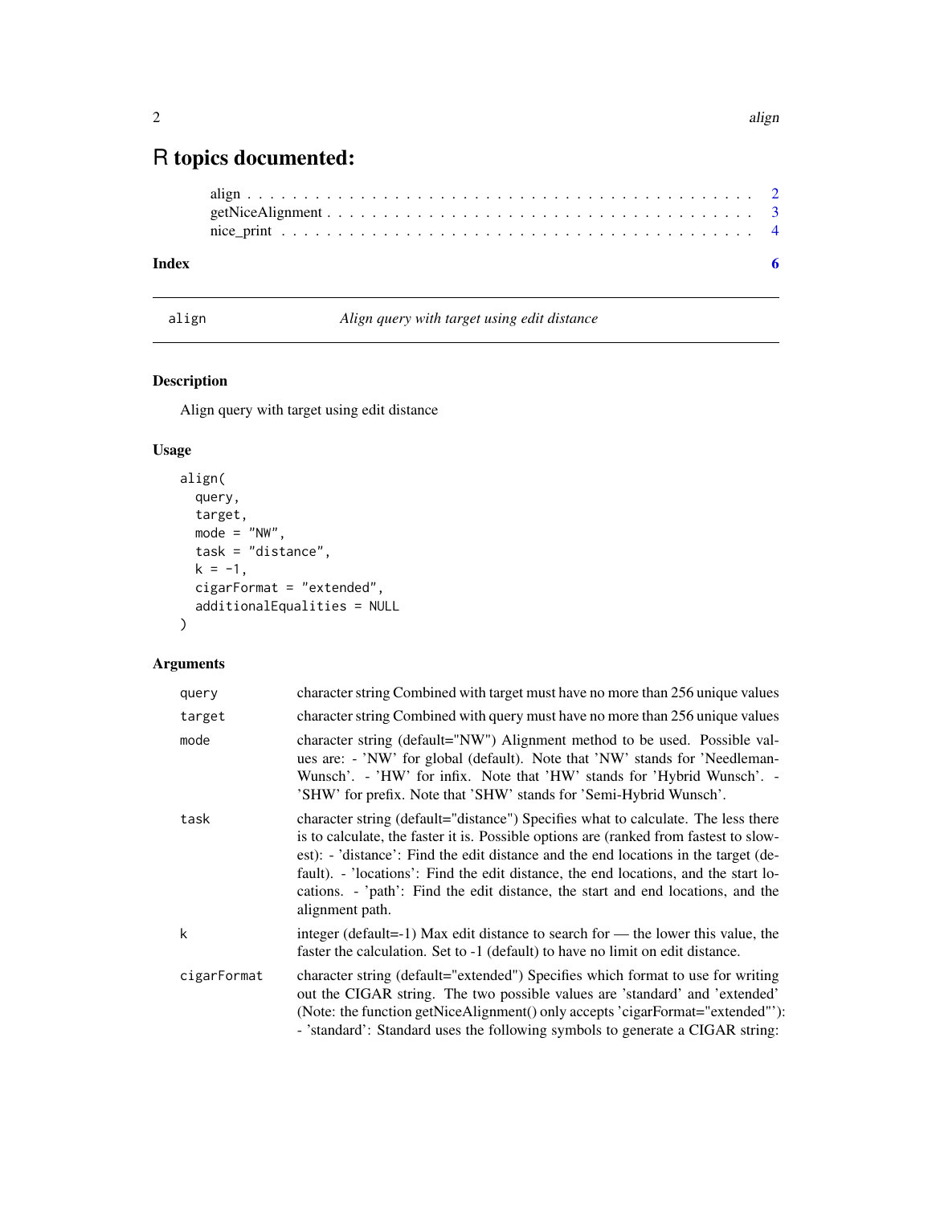# R topics documented:

- align . . . . . . . . . . . . . . . . . . . . . . . . . . . . . . . . . . . . . . . . . . . 2
- getNiceAlignment . . . . . . . . . . . . . . . . . . . . . . . . . . . . . . . . . . . . 3
- nice_print . . . . . . . . . . . . . . . . . . . . . . . . . . . . . . . . . . . . . . . . 4

**Index** **6**

---

`align` *Align query with target using edit distance*

---

### Description

Align query with target using edit distance

### Usage

```
align(
  query,
  target,
  mode = "NW",
  task = "distance",
  k = -1,
  cigarFormat = "extended",
  additionalEqualities = NULL
)
```

### Arguments

| | |
|---|---|
| `query` | character string Combined with target must have no more than 256 unique values |
| `target` | character string Combined with query must have no more than 256 unique values |
| `mode` | character string (default="NW") Alignment method to be used. Possible values are: - 'NW' for global (default). Note that 'NW' stands for 'Needleman-Wunsch'. - 'HW' for infix. Note that 'HW' stands for 'Hybrid Wunsch'. - 'SHW' for prefix. Note that 'SHW' stands for 'Semi-Hybrid Wunsch'. |
| `task` | character string (default="distance") Specifies what to calculate. The less there is to calculate, the faster it is. Possible options are (ranked from fastest to slowest): - 'distance': Find the edit distance and the end locations in the target (default). - 'locations': Find the edit distance, the end locations, and the start locations. - 'path': Find the edit distance, the start and end locations, and the alignment path. |
| `k` | integer (default=-1) Max edit distance to search for — the lower this value, the faster the calculation. Set to -1 (default) to have no limit on edit distance. |
| `cigarFormat` | character string (default="extended") Specifies which format to use for writing out the CIGAR string. The two possible values are 'standard' and 'extended' (Note: the function getNiceAlignment() only accepts 'cigarFormat="extended"'): - 'standard': Standard uses the following symbols to generate a CIGAR string: |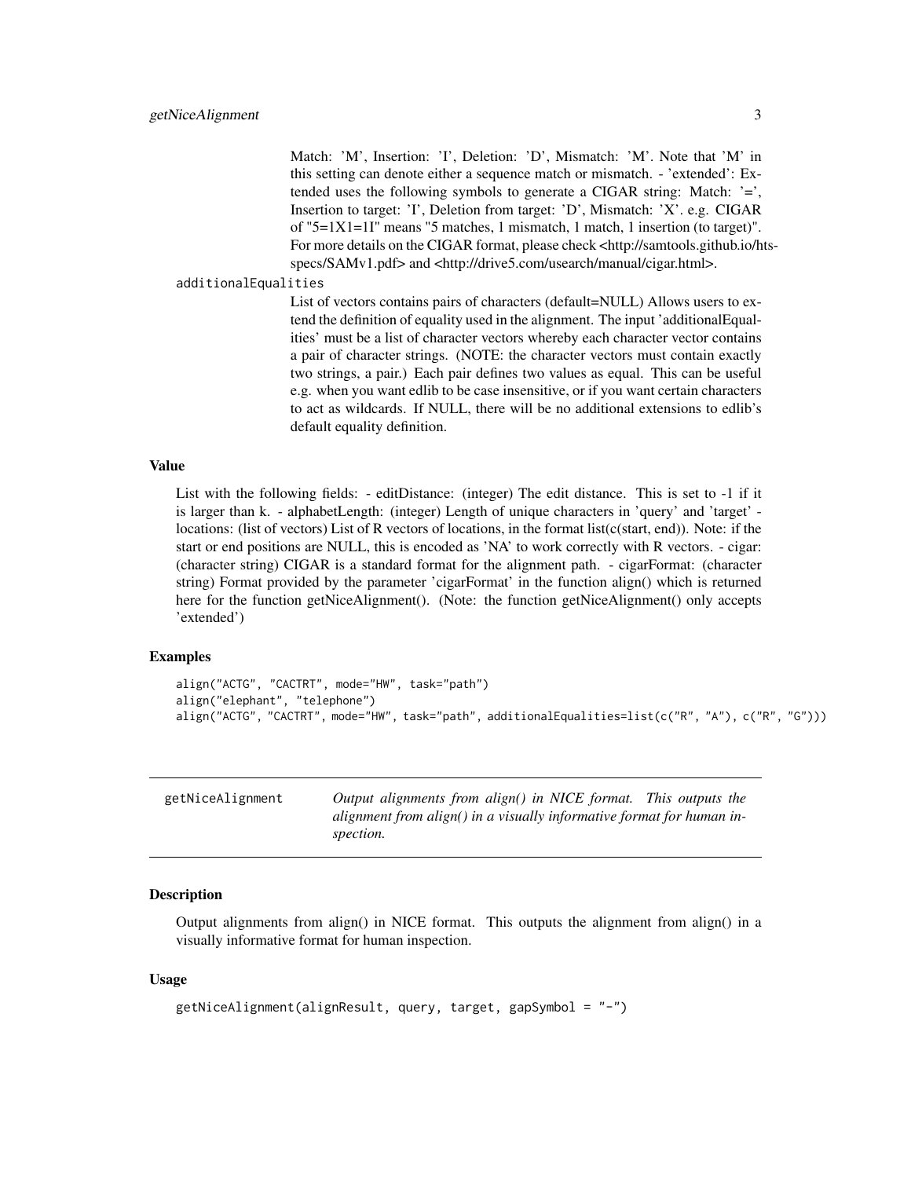Match: 'M', Insertion: 'I', Deletion: 'D', Mismatch: 'M'. Note that 'M' in this setting can denote either a sequence match or mismatch. - 'extended': Extended uses the following symbols to generate a CIGAR string: Match: '=', Insertion to target: 'I', Deletion from target: 'D', Mismatch: 'X'. e.g. CIGAR of "5=1X1=1I" means "5 matches, 1 mismatch, 1 match, 1 insertion (to target)". For more details on the CIGAR format, please check <http://samtools.github.io/hts-specs/SAMv1.pdf> and <http://drive5.com/usearch/manual/cigar.html>.

`additionalEqualities`
List of vectors contains pairs of characters (default=NULL) Allows users to extend the definition of equality used in the alignment. The input 'additionalEqualities' must be a list of character vectors whereby each character vector contains a pair of character strings. (NOTE: the character vectors must contain exactly two strings, a pair.) Each pair defines two values as equal. This can be useful e.g. when you want edlib to be case insensitive, or if you want certain characters to act as wildcards. If NULL, there will be no additional extensions to edlib's default equality definition.

### Value

List with the following fields: - editDistance: (integer) The edit distance. This is set to -1 if it is larger than k. - alphabetLength: (integer) Length of unique characters in 'query' and 'target' - locations: (list of vectors) List of R vectors of locations, in the format list(c(start, end)). Note: if the start or end positions are NULL, this is encoded as 'NA' to work correctly with R vectors. - cigar: (character string) CIGAR is a standard format for the alignment path. - cigarFormat: (character string) Format provided by the parameter 'cigarFormat' in the function align() which is returned here for the function getNiceAlignment(). (Note: the function getNiceAlignment() only accepts 'extended')

### Examples

```
align("ACTG", "CACTRT", mode="HW", task="path")
align("elephant", "telephone")
align("ACTG", "CACTRT", mode="HW", task="path", additionalEqualities=list(c("R", "A"), c("R", "G")))
```

---

## getNiceAlignment

*Output alignments from align() in NICE format. This outputs the alignment from align() in a visually informative format for human inspection.*

### Description

Output alignments from align() in NICE format. This outputs the alignment from align() in a visually informative format for human inspection.

### Usage

```
getNiceAlignment(alignResult, query, target, gapSymbol = "-")
```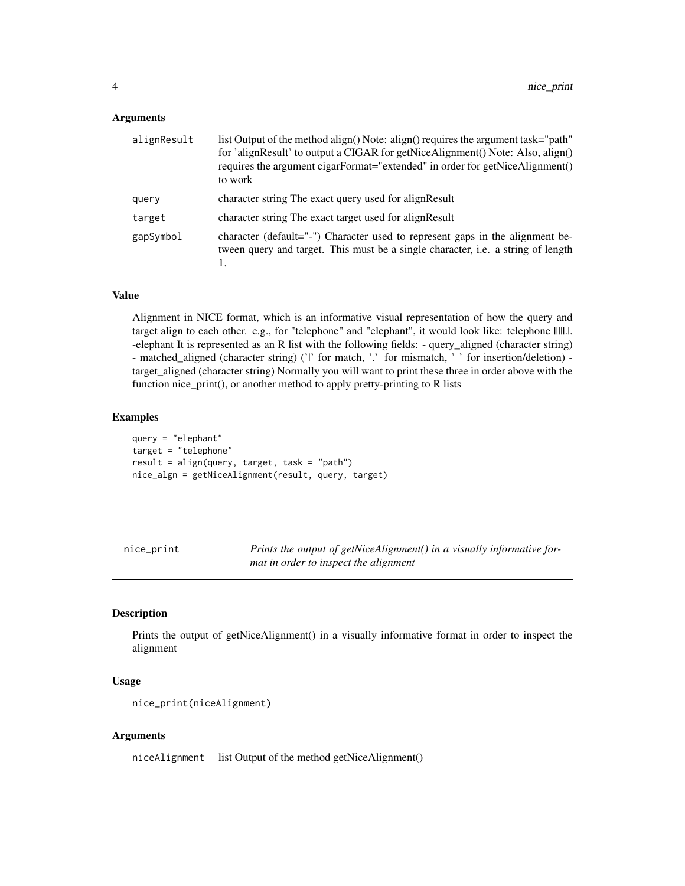### Arguments

| | |
|---|---|
| `alignResult` | list Output of the method align() Note: align() requires the argument task="path" for 'alignResult' to output a CIGAR for getNiceAlignment() Note: Also, align() requires the argument cigarFormat="extended" in order for getNiceAlignment() to work |
| `query` | character string The exact query used for alignResult |
| `target` | character string The exact target used for alignResult |
| `gapSymbol` | character (default="-") Character used to represent gaps in the alignment between query and target. This must be a single character, i.e. a string of length 1. |

### Value

Alignment in NICE format, which is an informative visual representation of how the query and target align to each other. e.g., for "telephone" and "elephant", it would look like: telephone |||||.|. -elephant It is represented as an R list with the following fields: - query_aligned (character string) - matched_aligned (character string) ('|' for match, '.' for mismatch, ' ' for insertion/deletion) - target_aligned (character string) Normally you will want to print these three in order above with the function nice_print(), or another method to apply pretty-printing to R lists

### Examples

```
query = "elephant"
target = "telephone"
result = align(query, target, task = "path")
nice_algn = getNiceAlignment(result, query, target)
```

---

## nice_print — *Prints the output of getNiceAlignment() in a visually informative format in order to inspect the alignment*

### Description

Prints the output of getNiceAlignment() in a visually informative format in order to inspect the alignment

### Usage

```
nice_print(niceAlignment)
```

### Arguments

| | |
|---|---|
| `niceAlignment` | list Output of the method getNiceAlignment() |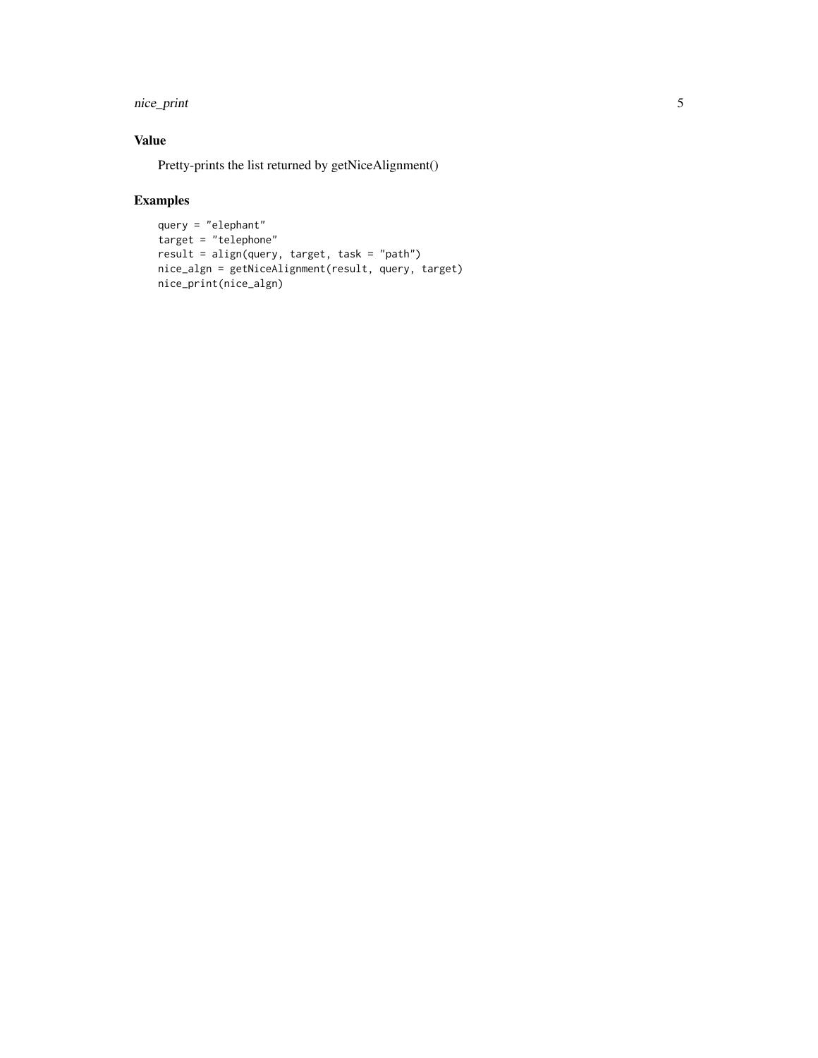## Value

Pretty-prints the list returned by getNiceAlignment()

## Examples

```
query = "elephant"
target = "telephone"
result = align(query, target, task = "path")
nice_algn = getNiceAlignment(result, query, target)
nice_print(nice_algn)
```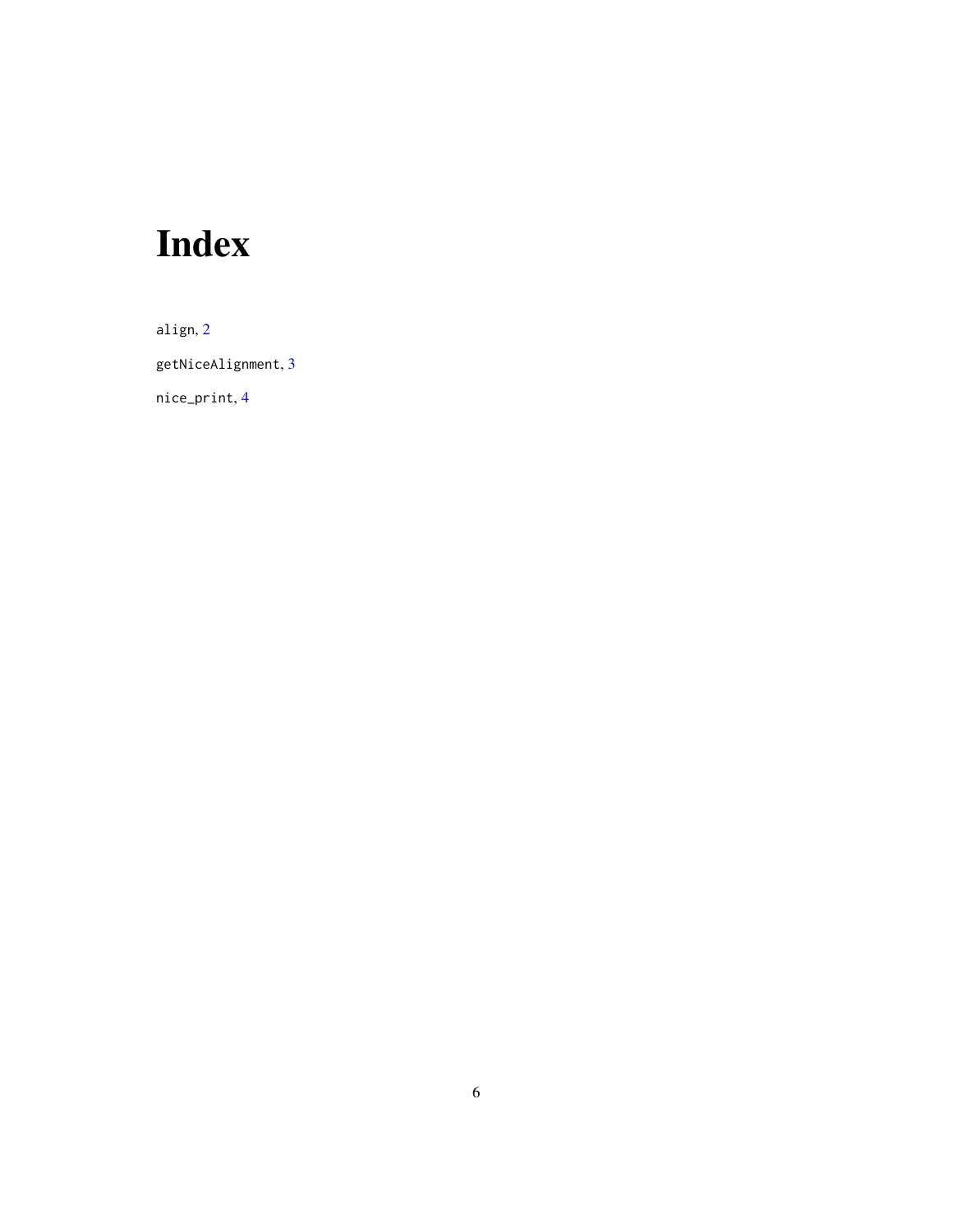# Index

align, 2

getNiceAlignment, 3

nice_print, 4